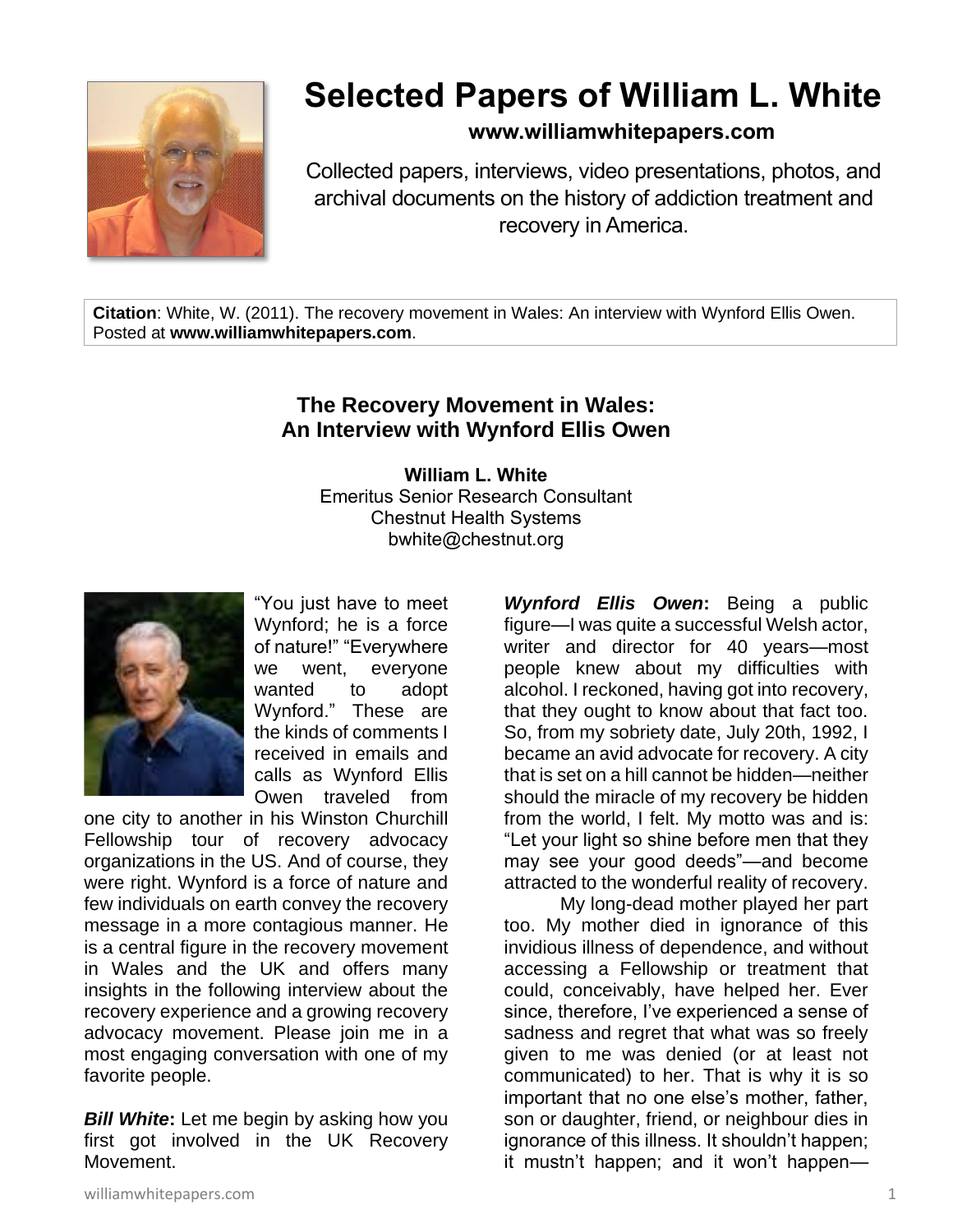# Selected Papers of William L. White

**www.williamwhitepapers.com**

Collected papers, interviews, video presentations, photos, and archival documents on the history of addiction treatment and recovery in America.

**Citation**: White, W. (2011). The recovery movement in Wales: An interview with Wynford Ellis Owen. Posted at **www.williamwhitepapers.com**.

## The Recovery Movement in Wales: An Interview with Wynford Ellis Owen

**William L. White**
Emeritus Senior Research Consultant
Chestnut Health Systems
bwhite@chestnut.org

"You just have to meet Wynford; he is a force of nature!" "Everywhere we went, everyone wanted to adopt Wynford." These are the kinds of comments I received in emails and calls as Wynford Ellis Owen traveled from one city to another in his Winston Churchill Fellowship tour of recovery advocacy organizations in the US. And of course, they were right. Wynford is a force of nature and few individuals on earth convey the recovery message in a more contagious manner. He is a central figure in the recovery movement in Wales and the UK and offers many insights in the following interview about the recovery experience and a growing recovery advocacy movement. Please join me in a most engaging conversation with one of my favorite people.

***Bill White*:** Let me begin by asking how you first got involved in the UK Recovery Movement.

***Wynford Ellis Owen*:** Being a public figure—I was quite a successful Welsh actor, writer and director for 40 years—most people knew about my difficulties with alcohol. I reckoned, having got into recovery, that they ought to know about that fact too. So, from my sobriety date, July 20th, 1992, I became an avid advocate for recovery. A city that is set on a hill cannot be hidden—neither should the miracle of my recovery be hidden from the world, I felt. My motto was and is: "Let your light so shine before men that they may see your good deeds"—and become attracted to the wonderful reality of recovery.

My long-dead mother played her part too. My mother died in ignorance of this invidious illness of dependence, and without accessing a Fellowship or treatment that could, conceivably, have helped her. Ever since, therefore, I've experienced a sense of sadness and regret that what was so freely given to me was denied (or at least not communicated) to her. That is why it is so important that no one else's mother, father, son or daughter, friend, or neighbour dies in ignorance of this illness. It shouldn't happen; it mustn't happen; and it won't happen—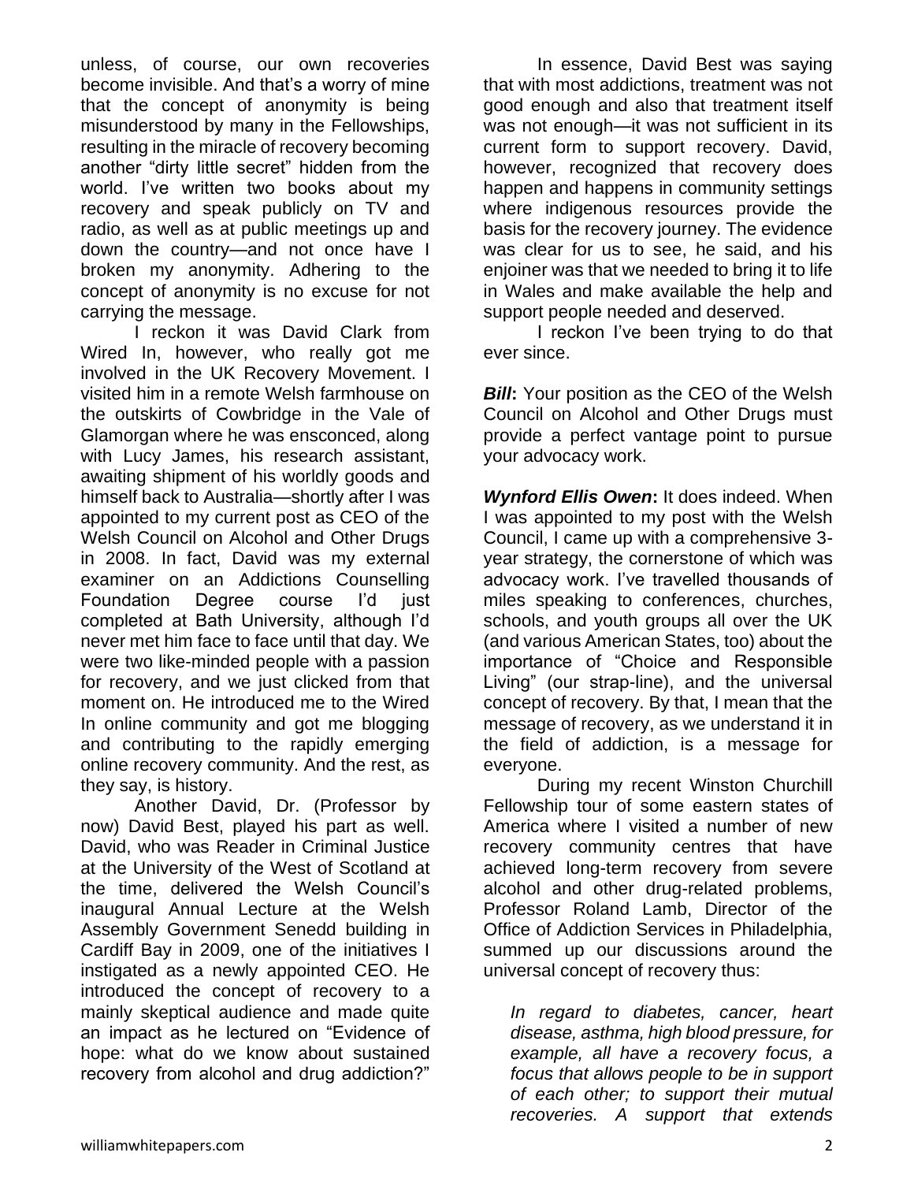unless, of course, our own recoveries become invisible. And that's a worry of mine that the concept of anonymity is being misunderstood by many in the Fellowships, resulting in the miracle of recovery becoming another "dirty little secret" hidden from the world. I've written two books about my recovery and speak publicly on TV and radio, as well as at public meetings up and down the country—and not once have I broken my anonymity. Adhering to the concept of anonymity is no excuse for not carrying the message.

I reckon it was David Clark from Wired In, however, who really got me involved in the UK Recovery Movement. I visited him in a remote Welsh farmhouse on the outskirts of Cowbridge in the Vale of Glamorgan where he was ensconced, along with Lucy James, his research assistant, awaiting shipment of his worldly goods and himself back to Australia—shortly after I was appointed to my current post as CEO of the Welsh Council on Alcohol and Other Drugs in 2008. In fact, David was my external examiner on an Addictions Counselling Foundation Degree course I'd just completed at Bath University, although I'd never met him face to face until that day. We were two like-minded people with a passion for recovery, and we just clicked from that moment on. He introduced me to the Wired In online community and got me blogging and contributing to the rapidly emerging online recovery community. And the rest, as they say, is history.

Another David, Dr. (Professor by now) David Best, played his part as well. David, who was Reader in Criminal Justice at the University of the West of Scotland at the time, delivered the Welsh Council's inaugural Annual Lecture at the Welsh Assembly Government Senedd building in Cardiff Bay in 2009, one of the initiatives I instigated as a newly appointed CEO. He introduced the concept of recovery to a mainly skeptical audience and made quite an impact as he lectured on "Evidence of hope: what do we know about sustained recovery from alcohol and drug addiction?"

In essence, David Best was saying that with most addictions, treatment was not good enough and also that treatment itself was not enough—it was not sufficient in its current form to support recovery. David, however, recognized that recovery does happen and happens in community settings where indigenous resources provide the basis for the recovery journey. The evidence was clear for us to see, he said, and his enjoiner was that we needed to bring it to life in Wales and make available the help and support people needed and deserved.

I reckon I've been trying to do that ever since.

***Bill*****:** Your position as the CEO of the Welsh Council on Alcohol and Other Drugs must provide a perfect vantage point to pursue your advocacy work.

***Wynford Ellis Owen*****:** It does indeed. When I was appointed to my post with the Welsh Council, I came up with a comprehensive 3-year strategy, the cornerstone of which was advocacy work. I've travelled thousands of miles speaking to conferences, churches, schools, and youth groups all over the UK (and various American States, too) about the importance of "Choice and Responsible Living" (our strap-line), and the universal concept of recovery. By that, I mean that the message of recovery, as we understand it in the field of addiction, is a message for everyone.

During my recent Winston Churchill Fellowship tour of some eastern states of America where I visited a number of new recovery community centres that have achieved long-term recovery from severe alcohol and other drug-related problems, Professor Roland Lamb, Director of the Office of Addiction Services in Philadelphia, summed up our discussions around the universal concept of recovery thus:

> *In regard to diabetes, cancer, heart disease, asthma, high blood pressure, for example, all have a recovery focus, a focus that allows people to be in support of each other; to support their mutual recoveries. A support that extends*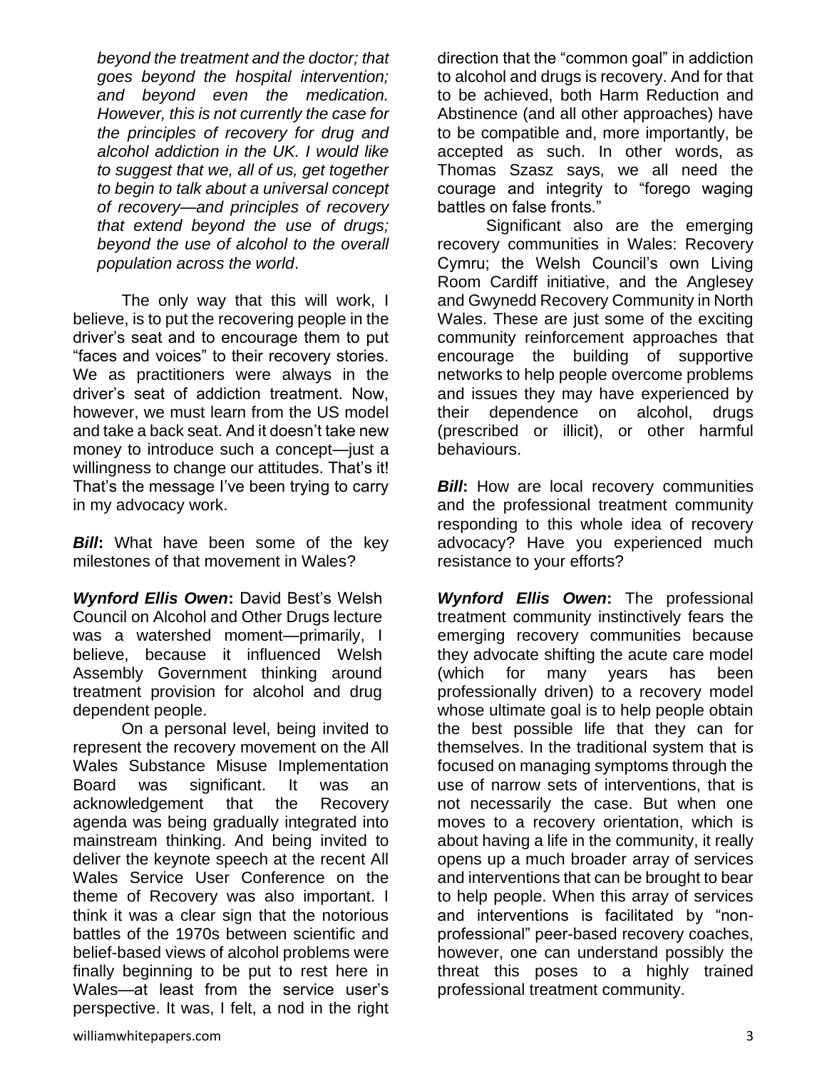*beyond the treatment and the doctor; that goes beyond the hospital intervention; and beyond even the medication. However, this is not currently the case for the principles of recovery for drug and alcohol addiction in the UK. I would like to suggest that we, all of us, get together to begin to talk about a universal concept of recovery—and principles of recovery that extend beyond the use of drugs; beyond the use of alcohol to the overall population across the world*.

The only way that this will work, I believe, is to put the recovering people in the driver's seat and to encourage them to put "faces and voices" to their recovery stories. We as practitioners were always in the driver's seat of addiction treatment. Now, however, we must learn from the US model and take a back seat. And it doesn't take new money to introduce such a concept—just a willingness to change our attitudes. That's it! That's the message I've been trying to carry in my advocacy work.

***Bill*:** What have been some of the key milestones of that movement in Wales?

***Wynford Ellis Owen*:** David Best's Welsh Council on Alcohol and Other Drugs lecture was a watershed moment—primarily, I believe, because it influenced Welsh Assembly Government thinking around treatment provision for alcohol and drug dependent people.

On a personal level, being invited to represent the recovery movement on the All Wales Substance Misuse Implementation Board was significant. It was an acknowledgement that the Recovery agenda was being gradually integrated into mainstream thinking. And being invited to deliver the keynote speech at the recent All Wales Service User Conference on the theme of Recovery was also important. I think it was a clear sign that the notorious battles of the 1970s between scientific and belief-based views of alcohol problems were finally beginning to be put to rest here in Wales—at least from the service user's perspective. It was, I felt, a nod in the right direction that the "common goal" in addiction to alcohol and drugs is recovery. And for that to be achieved, both Harm Reduction and Abstinence (and all other approaches) have to be compatible and, more importantly, be accepted as such. In other words, as Thomas Szasz says, we all need the courage and integrity to "forego waging battles on false fronts."

Significant also are the emerging recovery communities in Wales: Recovery Cymru; the Welsh Council's own Living Room Cardiff initiative, and the Anglesey and Gwynedd Recovery Community in North Wales. These are just some of the exciting community reinforcement approaches that encourage the building of supportive networks to help people overcome problems and issues they may have experienced by their dependence on alcohol, drugs (prescribed or illicit), or other harmful behaviours.

***Bill*:** How are local recovery communities and the professional treatment community responding to this whole idea of recovery advocacy? Have you experienced much resistance to your efforts?

***Wynford Ellis Owen*:** The professional treatment community instinctively fears the emerging recovery communities because they advocate shifting the acute care model (which for many years has been professionally driven) to a recovery model whose ultimate goal is to help people obtain the best possible life that they can for themselves. In the traditional system that is focused on managing symptoms through the use of narrow sets of interventions, that is not necessarily the case. But when one moves to a recovery orientation, which is about having a life in the community, it really opens up a much broader array of services and interventions that can be brought to bear to help people. When this array of services and interventions is facilitated by "non-professional" peer-based recovery coaches, however, one can understand possibly the threat this poses to a highly trained professional treatment community.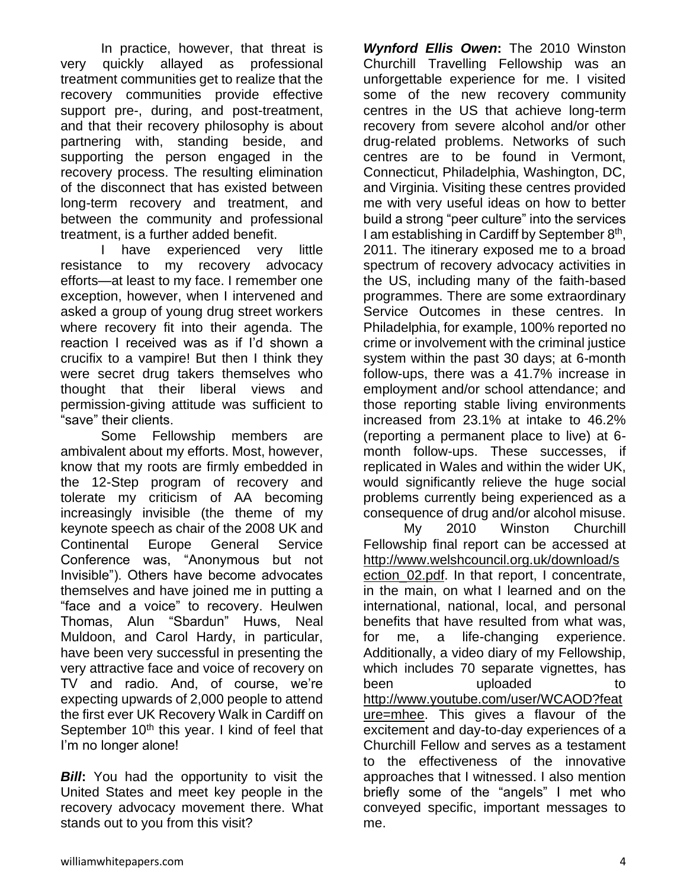In practice, however, that threat is very quickly allayed as professional treatment communities get to realize that the recovery communities provide effective support pre-, during, and post-treatment, and that their recovery philosophy is about partnering with, standing beside, and supporting the person engaged in the recovery process. The resulting elimination of the disconnect that has existed between long-term recovery and treatment, and between the community and professional treatment, is a further added benefit.

I have experienced very little resistance to my recovery advocacy efforts—at least to my face. I remember one exception, however, when I intervened and asked a group of young drug street workers where recovery fit into their agenda. The reaction I received was as if I'd shown a crucifix to a vampire! But then I think they were secret drug takers themselves who thought that their liberal views and permission-giving attitude was sufficient to "save" their clients.

Some Fellowship members are ambivalent about my efforts. Most, however, know that my roots are firmly embedded in the 12-Step program of recovery and tolerate my criticism of AA becoming increasingly invisible (the theme of my keynote speech as chair of the 2008 UK and Continental Europe General Service Conference was, "Anonymous but not Invisible"). Others have become advocates themselves and have joined me in putting a "face and a voice" to recovery. Heulwen Thomas, Alun "Sbardun" Huws, Neal Muldoon, and Carol Hardy, in particular, have been very successful in presenting the very attractive face and voice of recovery on TV and radio. And, of course, we're expecting upwards of 2,000 people to attend the first ever UK Recovery Walk in Cardiff on September 10th this year. I kind of feel that I'm no longer alone!

***Bill*:** You had the opportunity to visit the United States and meet key people in the recovery advocacy movement there. What stands out to you from this visit?

***Wynford Ellis Owen*:** The 2010 Winston Churchill Travelling Fellowship was an unforgettable experience for me. I visited some of the new recovery community centres in the US that achieve long-term recovery from severe alcohol and/or other drug-related problems. Networks of such centres are to be found in Vermont, Connecticut, Philadelphia, Washington, DC, and Virginia. Visiting these centres provided me with very useful ideas on how to better build a strong "peer culture" into the services I am establishing in Cardiff by September 8th, 2011. The itinerary exposed me to a broad spectrum of recovery advocacy activities in the US, including many of the faith-based programmes. There are some extraordinary Service Outcomes in these centres. In Philadelphia, for example, 100% reported no crime or involvement with the criminal justice system within the past 30 days; at 6-month follow-ups, there was a 41.7% increase in employment and/or school attendance; and those reporting stable living environments increased from 23.1% at intake to 46.2% (reporting a permanent place to live) at 6-month follow-ups. These successes, if replicated in Wales and within the wider UK, would significantly relieve the huge social problems currently being experienced as a consequence of drug and/or alcohol misuse.

My 2010 Winston Churchill Fellowship final report can be accessed at http://www.welshcouncil.org.uk/download/section_02.pdf. In that report, I concentrate, in the main, on what I learned and on the international, national, local, and personal benefits that have resulted from what was, for me, a life-changing experience. Additionally, a video diary of my Fellowship, which includes 70 separate vignettes, has been uploaded to http://www.youtube.com/user/WCAOD?feature=mhee. This gives a flavour of the excitement and day-to-day experiences of a Churchill Fellow and serves as a testament to the effectiveness of the innovative approaches that I witnessed. I also mention briefly some of the "angels" I met who conveyed specific, important messages to me.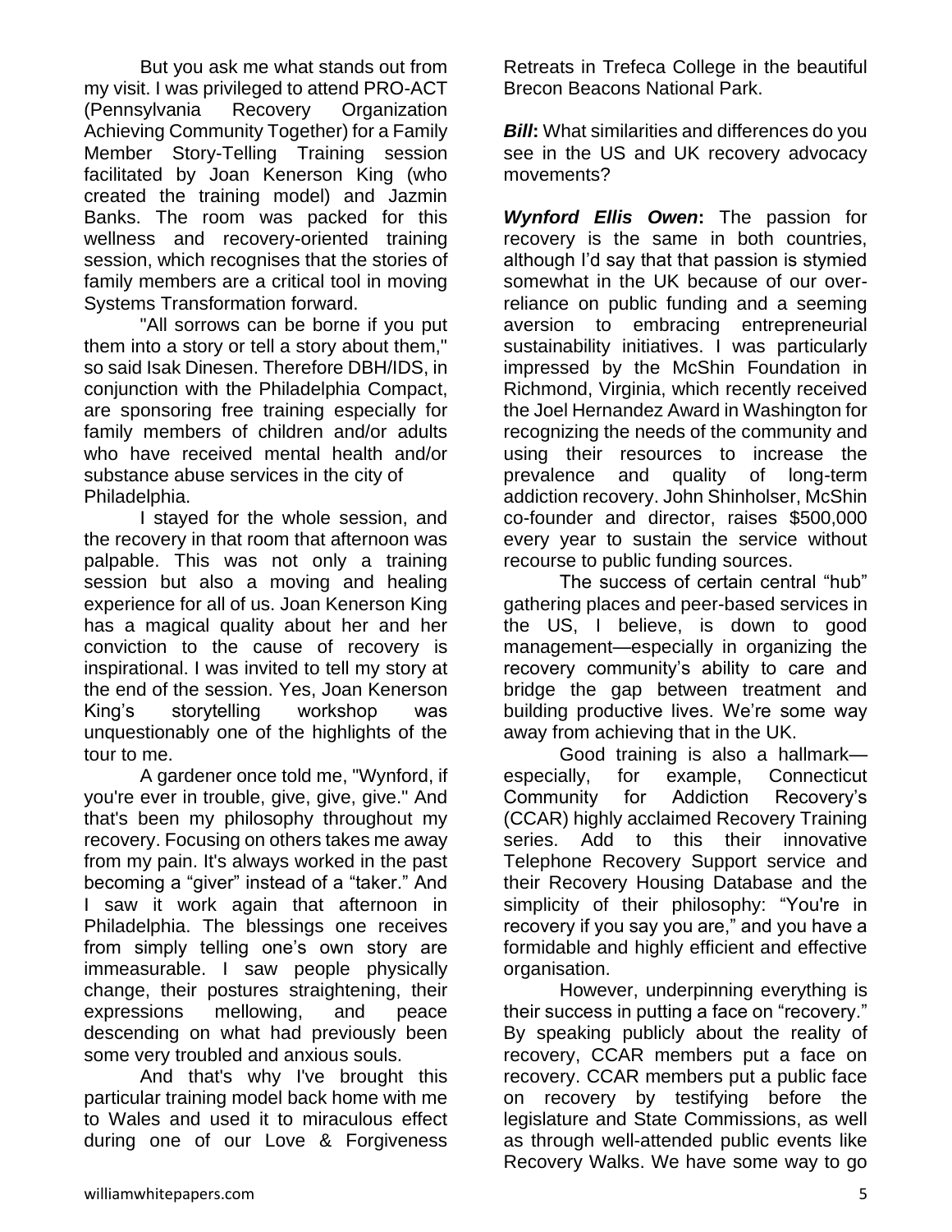But you ask me what stands out from my visit. I was privileged to attend PRO-ACT (Pennsylvania Recovery Organization Achieving Community Together) for a Family Member Story-Telling Training session facilitated by Joan Kenerson King (who created the training model) and Jazmin Banks. The room was packed for this wellness and recovery-oriented training session, which recognises that the stories of family members are a critical tool in moving Systems Transformation forward.

"All sorrows can be borne if you put them into a story or tell a story about them," so said Isak Dinesen. Therefore DBH/IDS, in conjunction with the Philadelphia Compact, are sponsoring free training especially for family members of children and/or adults who have received mental health and/or substance abuse services in the city of Philadelphia.

I stayed for the whole session, and the recovery in that room that afternoon was palpable. This was not only a training session but also a moving and healing experience for all of us. Joan Kenerson King has a magical quality about her and her conviction to the cause of recovery is inspirational. I was invited to tell my story at the end of the session. Yes, Joan Kenerson King's storytelling workshop was unquestionably one of the highlights of the tour to me.

A gardener once told me, "Wynford, if you're ever in trouble, give, give, give." And that's been my philosophy throughout my recovery. Focusing on others takes me away from my pain. It's always worked in the past becoming a "giver" instead of a "taker." And I saw it work again that afternoon in Philadelphia. The blessings one receives from simply telling one's own story are immeasurable. I saw people physically change, their postures straightening, their expressions mellowing, and peace descending on what had previously been some very troubled and anxious souls.

And that's why I've brought this particular training model back home with me to Wales and used it to miraculous effect during one of our Love & Forgiveness Retreats in Trefeca College in the beautiful Brecon Beacons National Park.

***Bill*****:** What similarities and differences do you see in the US and UK recovery advocacy movements?

***Wynford Ellis Owen*****:** The passion for recovery is the same in both countries, although I'd say that that passion is stymied somewhat in the UK because of our over-reliance on public funding and a seeming aversion to embracing entrepreneurial sustainability initiatives. I was particularly impressed by the McShin Foundation in Richmond, Virginia, which recently received the Joel Hernandez Award in Washington for recognizing the needs of the community and using their resources to increase the prevalence and quality of long-term addiction recovery. John Shinholser, McShin co-founder and director, raises $500,000 every year to sustain the service without recourse to public funding sources.

The success of certain central "hub" gathering places and peer-based services in the US, I believe, is down to good management—especially in organizing the recovery community's ability to care and bridge the gap between treatment and building productive lives. We're some way away from achieving that in the UK.

Good training is also a hallmark—especially, for example, Connecticut Community for Addiction Recovery's (CCAR) highly acclaimed Recovery Training series. Add to this their innovative Telephone Recovery Support service and their Recovery Housing Database and the simplicity of their philosophy: "You're in recovery if you say you are," and you have a formidable and highly efficient and effective organisation.

However, underpinning everything is their success in putting a face on "recovery." By speaking publicly about the reality of recovery, CCAR members put a face on recovery. CCAR members put a public face on recovery by testifying before the legislature and State Commissions, as well as through well-attended public events like Recovery Walks. We have some way to go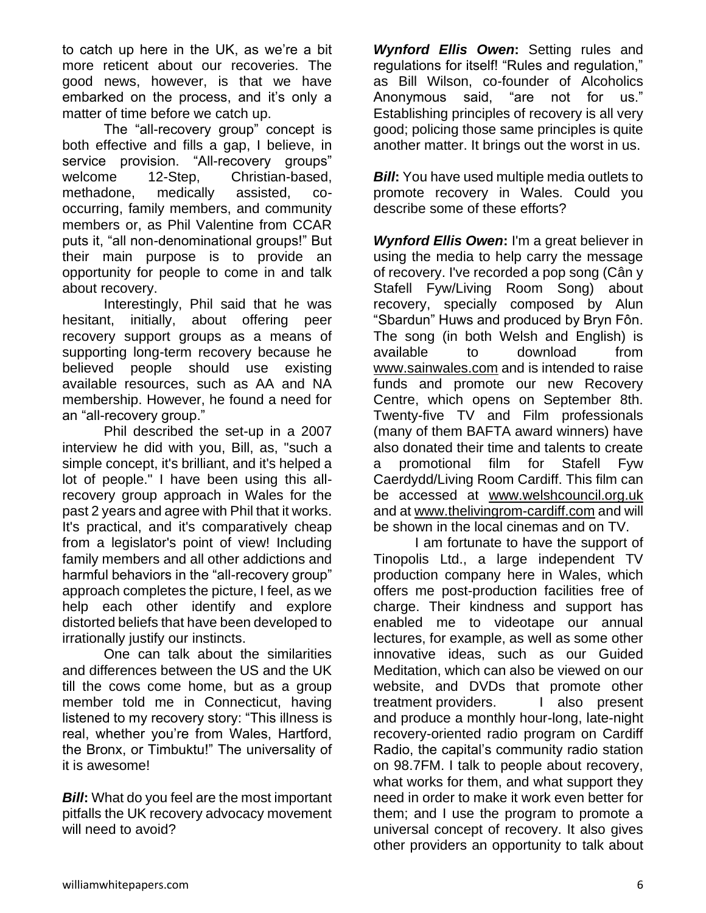to catch up here in the UK, as we're a bit more reticent about our recoveries. The good news, however, is that we have embarked on the process, and it's only a matter of time before we catch up.

The "all-recovery group" concept is both effective and fills a gap, I believe, in service provision. "All-recovery groups" welcome 12-Step, Christian-based, methadone, medically assisted, co-occurring, family members, and community members or, as Phil Valentine from CCAR puts it, "all non-denominational groups!" But their main purpose is to provide an opportunity for people to come in and talk about recovery.

Interestingly, Phil said that he was hesitant, initially, about offering peer recovery support groups as a means of supporting long-term recovery because he believed people should use existing available resources, such as AA and NA membership. However, he found a need for an "all-recovery group."

Phil described the set-up in a 2007 interview he did with you, Bill, as, "such a simple concept, it's brilliant, and it's helped a lot of people." I have been using this all-recovery group approach in Wales for the past 2 years and agree with Phil that it works. It's practical, and it's comparatively cheap from a legislator's point of view! Including family members and all other addictions and harmful behaviors in the "all-recovery group" approach completes the picture, I feel, as we help each other identify and explore distorted beliefs that have been developed to irrationally justify our instincts.

One can talk about the similarities and differences between the US and the UK till the cows come home, but as a group member told me in Connecticut, having listened to my recovery story: "This illness is real, whether you're from Wales, Hartford, the Bronx, or Timbuktu!" The universality of it is awesome!

***Bill*:** What do you feel are the most important pitfalls the UK recovery advocacy movement will need to avoid?

***Wynford Ellis Owen*:** Setting rules and regulations for itself! "Rules and regulation," as Bill Wilson, co-founder of Alcoholics Anonymous said, "are not for us." Establishing principles of recovery is all very good; policing those same principles is quite another matter. It brings out the worst in us.

***Bill*:** You have used multiple media outlets to promote recovery in Wales. Could you describe some of these efforts?

***Wynford Ellis Owen*:** I'm a great believer in using the media to help carry the message of recovery. I've recorded a pop song (Cân y Stafell Fyw/Living Room Song) about recovery, specially composed by Alun "Sbardun" Huws and produced by Bryn Fôn. The song (in both Welsh and English) is available to download from www.sainwales.com and is intended to raise funds and promote our new Recovery Centre, which opens on September 8th. Twenty-five TV and Film professionals (many of them BAFTA award winners) have also donated their time and talents to create a promotional film for Stafell Fyw Caerdydd/Living Room Cardiff. This film can be accessed at www.welshcouncil.org.uk and at www.thelivingrom-cardiff.com and will be shown in the local cinemas and on TV.

I am fortunate to have the support of Tinopolis Ltd., a large independent TV production company here in Wales, which offers me post-production facilities free of charge. Their kindness and support has enabled me to videotape our annual lectures, for example, as well as some other innovative ideas, such as our Guided Meditation, which can also be viewed on our website, and DVDs that promote other treatment providers. I also present and produce a monthly hour-long, late-night recovery-oriented radio program on Cardiff Radio, the capital's community radio station on 98.7FM. I talk to people about recovery, what works for them, and what support they need in order to make it work even better for them; and I use the program to promote a universal concept of recovery. It also gives other providers an opportunity to talk about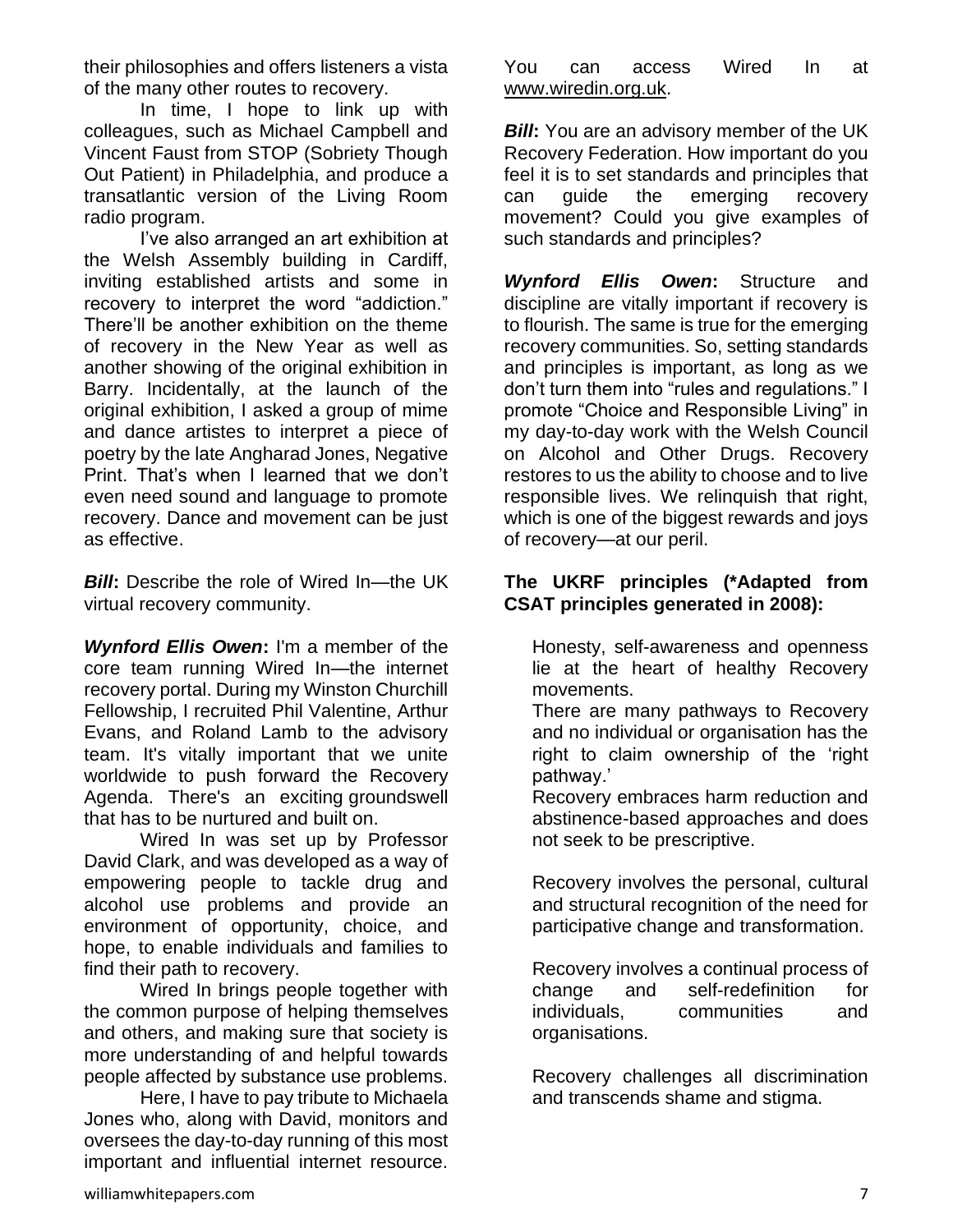their philosophies and offers listeners a vista of the many other routes to recovery.

In time, I hope to link up with colleagues, such as Michael Campbell and Vincent Faust from STOP (Sobriety Though Out Patient) in Philadelphia, and produce a transatlantic version of the Living Room radio program.

I've also arranged an art exhibition at the Welsh Assembly building in Cardiff, inviting established artists and some in recovery to interpret the word "addiction." There'll be another exhibition on the theme of recovery in the New Year as well as another showing of the original exhibition in Barry. Incidentally, at the launch of the original exhibition, I asked a group of mime and dance artistes to interpret a piece of poetry by the late Angharad Jones, Negative Print. That's when I learned that we don't even need sound and language to promote recovery. Dance and movement can be just as effective.

***Bill*:** Describe the role of Wired In—the UK virtual recovery community.

***Wynford Ellis Owen*:** I'm a member of the core team running Wired In—the internet recovery portal. During my Winston Churchill Fellowship, I recruited Phil Valentine, Arthur Evans, and Roland Lamb to the advisory team. It's vitally important that we unite worldwide to push forward the Recovery Agenda. There's an exciting groundswell that has to be nurtured and built on.

Wired In was set up by Professor David Clark, and was developed as a way of empowering people to tackle drug and alcohol use problems and provide an environment of opportunity, choice, and hope, to enable individuals and families to find their path to recovery.

Wired In brings people together with the common purpose of helping themselves and others, and making sure that society is more understanding of and helpful towards people affected by substance use problems.

Here, I have to pay tribute to Michaela Jones who, along with David, monitors and oversees the day-to-day running of this most important and influential internet resource. You can access Wired In at www.wiredin.org.uk.

***Bill*:** You are an advisory member of the UK Recovery Federation. How important do you feel it is to set standards and principles that can guide the emerging recovery movement? Could you give examples of such standards and principles?

***Wynford Ellis Owen*:** Structure and discipline are vitally important if recovery is to flourish. The same is true for the emerging recovery communities. So, setting standards and principles is important, as long as we don't turn them into "rules and regulations." I promote "Choice and Responsible Living" in my day-to-day work with the Welsh Council on Alcohol and Other Drugs. Recovery restores to us the ability to choose and to live responsible lives. We relinquish that right, which is one of the biggest rewards and joys of recovery—at our peril.

**The UKRF principles (\*Adapted from CSAT principles generated in 2008):**

Honesty, self-awareness and openness lie at the heart of healthy Recovery movements.

There are many pathways to Recovery and no individual or organisation has the right to claim ownership of the 'right pathway.'

Recovery embraces harm reduction and abstinence-based approaches and does not seek to be prescriptive.

Recovery involves the personal, cultural and structural recognition of the need for participative change and transformation.

Recovery involves a continual process of change and self-redefinition for individuals, communities and organisations.

Recovery challenges all discrimination and transcends shame and stigma.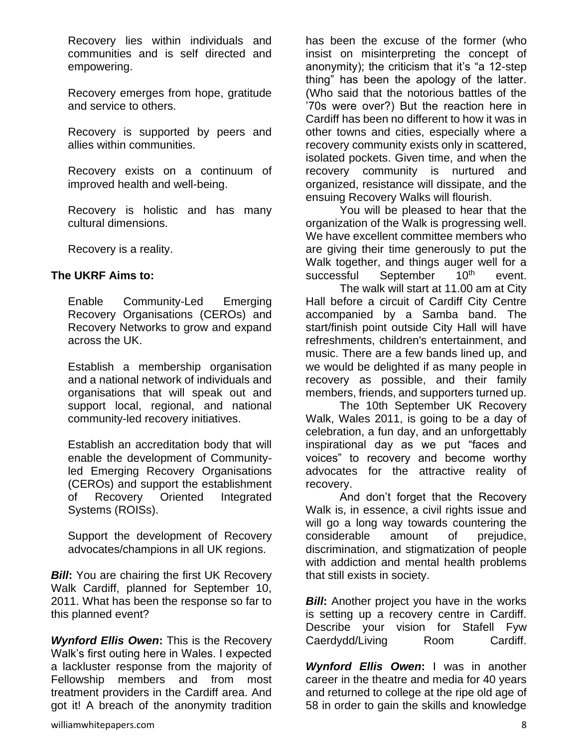Recovery lies within individuals and communities and is self directed and empowering.

Recovery emerges from hope, gratitude and service to others.

Recovery is supported by peers and allies within communities.

Recovery exists on a continuum of improved health and well-being.

Recovery is holistic and has many cultural dimensions.

Recovery is a reality.

**The UKRF Aims to:**

Enable Community-Led Emerging Recovery Organisations (CEROs) and Recovery Networks to grow and expand across the UK.

Establish a membership organisation and a national network of individuals and organisations that will speak out and support local, regional, and national community-led recovery initiatives.

Establish an accreditation body that will enable the development of Community-led Emerging Recovery Organisations (CEROs) and support the establishment of Recovery Oriented Integrated Systems (ROISs).

Support the development of Recovery advocates/champions in all UK regions.

***Bill*:** You are chairing the first UK Recovery Walk Cardiff, planned for September 10, 2011. What has been the response so far to this planned event?

***Wynford Ellis Owen*:** This is the Recovery Walk's first outing here in Wales. I expected a lackluster response from the majority of Fellowship members and from most treatment providers in the Cardiff area. And got it! A breach of the anonymity tradition has been the excuse of the former (who insist on misinterpreting the concept of anonymity); the criticism that it's "a 12-step thing" has been the apology of the latter. (Who said that the notorious battles of the '70s were over?) But the reaction here in Cardiff has been no different to how it was in other towns and cities, especially where a recovery community exists only in scattered, isolated pockets. Given time, and when the recovery community is nurtured and organized, resistance will dissipate, and the ensuing Recovery Walks will flourish.

You will be pleased to hear that the organization of the Walk is progressing well. We have excellent committee members who are giving their time generously to put the Walk together, and things auger well for a successful September 10th event.

The walk will start at 11.00 am at City Hall before a circuit of Cardiff City Centre accompanied by a Samba band. The start/finish point outside City Hall will have refreshments, children's entertainment, and music. There are a few bands lined up, and we would be delighted if as many people in recovery as possible, and their family members, friends, and supporters turned up.

The 10th September UK Recovery Walk, Wales 2011, is going to be a day of celebration, a fun day, and an unforgettably inspirational day as we put "faces and voices" to recovery and become worthy advocates for the attractive reality of recovery.

And don't forget that the Recovery Walk is, in essence, a civil rights issue and will go a long way towards countering the considerable amount of prejudice, discrimination, and stigmatization of people with addiction and mental health problems that still exists in society.

***Bill*:** Another project you have in the works is setting up a recovery centre in Cardiff. Describe your vision for Stafell Fyw Caerdydd/Living Room Cardiff.

***Wynford Ellis Owen*:** I was in another career in the theatre and media for 40 years and returned to college at the ripe old age of 58 in order to gain the skills and knowledge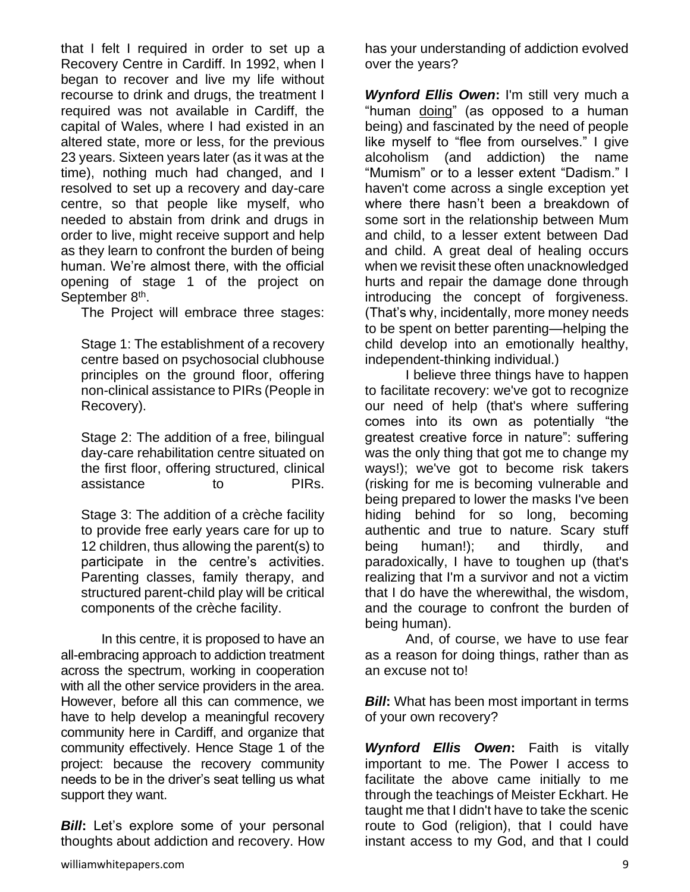that I felt I required in order to set up a Recovery Centre in Cardiff. In 1992, when I began to recover and live my life without recourse to drink and drugs, the treatment I required was not available in Cardiff, the capital of Wales, where I had existed in an altered state, more or less, for the previous 23 years. Sixteen years later (as it was at the time), nothing much had changed, and I resolved to set up a recovery and day-care centre, so that people like myself, who needed to abstain from drink and drugs in order to live, might receive support and help as they learn to confront the burden of being human. We're almost there, with the official opening of stage 1 of the project on September 8th.

The Project will embrace three stages:

Stage 1: The establishment of a recovery centre based on psychosocial clubhouse principles on the ground floor, offering non-clinical assistance to PIRs (People in Recovery).

Stage 2: The addition of a free, bilingual day-care rehabilitation centre situated on the first floor, offering structured, clinical assistance to PIRs.

Stage 3: The addition of a crèche facility to provide free early years care for up to 12 children, thus allowing the parent(s) to participate in the centre's activities. Parenting classes, family therapy, and structured parent-child play will be critical components of the crèche facility.

In this centre, it is proposed to have an all-embracing approach to addiction treatment across the spectrum, working in cooperation with all the other service providers in the area. However, before all this can commence, we have to help develop a meaningful recovery community here in Cardiff, and organize that community effectively. Hence Stage 1 of the project: because the recovery community needs to be in the driver's seat telling us what support they want.

***Bill*:** Let's explore some of your personal thoughts about addiction and recovery. How has your understanding of addiction evolved over the years?

***Wynford Ellis Owen*:** I'm still very much a "human doing" (as opposed to a human being) and fascinated by the need of people like myself to "flee from ourselves." I give alcoholism (and addiction) the name "Mumism" or to a lesser extent "Dadism." I haven't come across a single exception yet where there hasn't been a breakdown of some sort in the relationship between Mum and child, to a lesser extent between Dad and child. A great deal of healing occurs when we revisit these often unacknowledged hurts and repair the damage done through introducing the concept of forgiveness. (That's why, incidentally, more money needs to be spent on better parenting—helping the child develop into an emotionally healthy, independent-thinking individual.)

I believe three things have to happen to facilitate recovery: we've got to recognize our need of help (that's where suffering comes into its own as potentially "the greatest creative force in nature": suffering was the only thing that got me to change my ways!); we've got to become risk takers (risking for me is becoming vulnerable and being prepared to lower the masks I've been hiding behind for so long, becoming authentic and true to nature. Scary stuff being human!); and thirdly, and paradoxically, I have to toughen up (that's realizing that I'm a survivor and not a victim that I do have the wherewithal, the wisdom, and the courage to confront the burden of being human).

And, of course, we have to use fear as a reason for doing things, rather than as an excuse not to!

***Bill*:** What has been most important in terms of your own recovery?

***Wynford Ellis Owen*:** Faith is vitally important to me. The Power I access to facilitate the above came initially to me through the teachings of Meister Eckhart. He taught me that I didn't have to take the scenic route to God (religion), that I could have instant access to my God, and that I could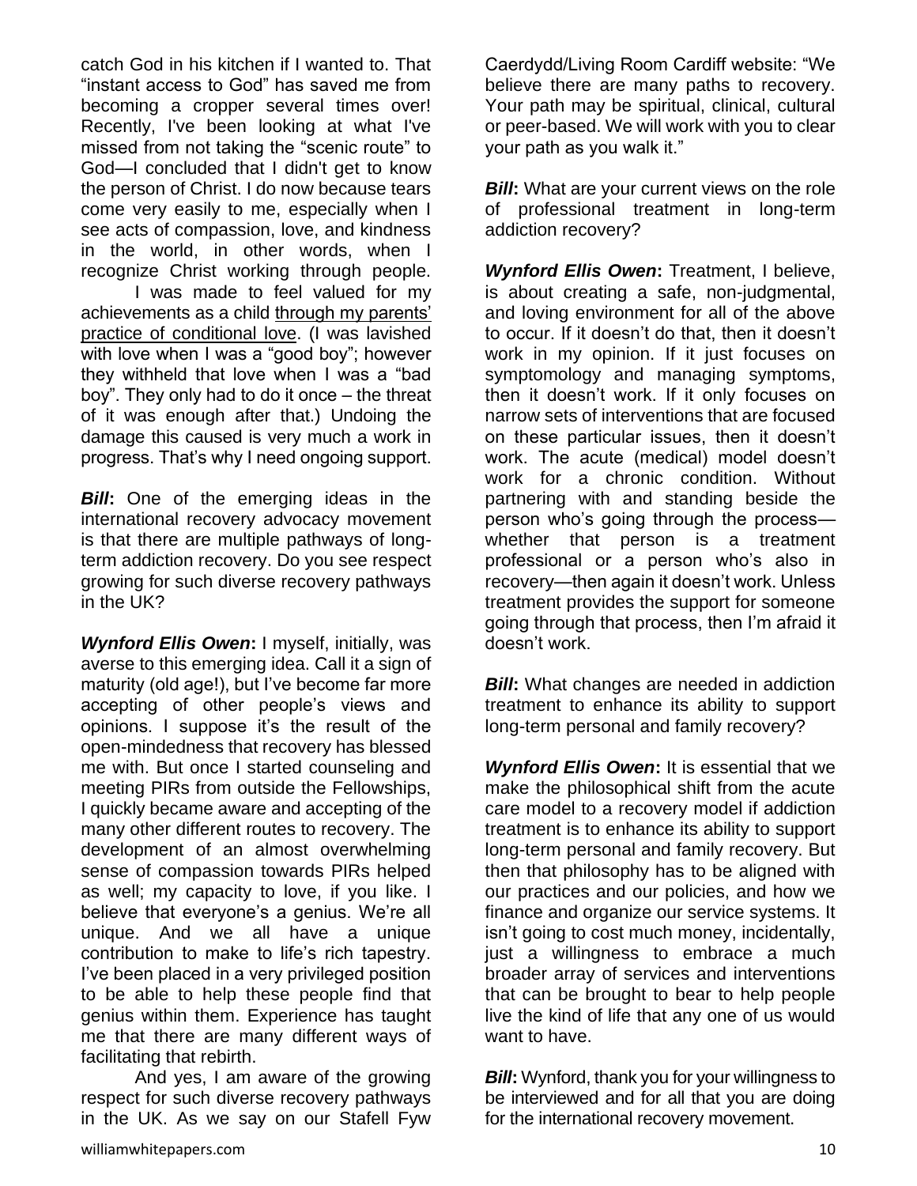catch God in his kitchen if I wanted to. That "instant access to God" has saved me from becoming a cropper several times over! Recently, I've been looking at what I've missed from not taking the "scenic route" to God—I concluded that I didn't get to know the person of Christ. I do now because tears come very easily to me, especially when I see acts of compassion, love, and kindness in the world, in other words, when I recognize Christ working through people.

I was made to feel valued for my achievements as a child through my parents' practice of conditional love. (I was lavished with love when I was a "good boy"; however they withheld that love when I was a "bad boy". They only had to do it once – the threat of it was enough after that.) Undoing the damage this caused is very much a work in progress. That's why I need ongoing support.

***Bill*:** One of the emerging ideas in the international recovery advocacy movement is that there are multiple pathways of long-term addiction recovery. Do you see respect growing for such diverse recovery pathways in the UK?

***Wynford Ellis Owen*:** I myself, initially, was averse to this emerging idea. Call it a sign of maturity (old age!), but I've become far more accepting of other people's views and opinions. I suppose it's the result of the open-mindedness that recovery has blessed me with. But once I started counseling and meeting PIRs from outside the Fellowships, I quickly became aware and accepting of the many other different routes to recovery. The development of an almost overwhelming sense of compassion towards PIRs helped as well; my capacity to love, if you like. I believe that everyone's a genius. We're all unique. And we all have a unique contribution to make to life's rich tapestry. I've been placed in a very privileged position to be able to help these people find that genius within them. Experience has taught me that there are many different ways of facilitating that rebirth.

And yes, I am aware of the growing respect for such diverse recovery pathways in the UK. As we say on our Stafell Fyw Caerdydd/Living Room Cardiff website: "We believe there are many paths to recovery. Your path may be spiritual, clinical, cultural or peer-based. We will work with you to clear your path as you walk it."

***Bill*:** What are your current views on the role of professional treatment in long-term addiction recovery?

***Wynford Ellis Owen*:** Treatment, I believe, is about creating a safe, non-judgmental, and loving environment for all of the above to occur. If it doesn't do that, then it doesn't work in my opinion. If it just focuses on symptomology and managing symptoms, then it doesn't work. If it only focuses on narrow sets of interventions that are focused on these particular issues, then it doesn't work. The acute (medical) model doesn't work for a chronic condition. Without partnering with and standing beside the person who's going through the process—whether that person is a treatment professional or a person who's also in recovery—then again it doesn't work. Unless treatment provides the support for someone going through that process, then I'm afraid it doesn't work.

***Bill*:** What changes are needed in addiction treatment to enhance its ability to support long-term personal and family recovery?

***Wynford Ellis Owen*:** It is essential that we make the philosophical shift from the acute care model to a recovery model if addiction treatment is to enhance its ability to support long-term personal and family recovery. But then that philosophy has to be aligned with our practices and our policies, and how we finance and organize our service systems. It isn't going to cost much money, incidentally, just a willingness to embrace a much broader array of services and interventions that can be brought to bear to help people live the kind of life that any one of us would want to have.

***Bill*:** Wynford, thank you for your willingness to be interviewed and for all that you are doing for the international recovery movement.